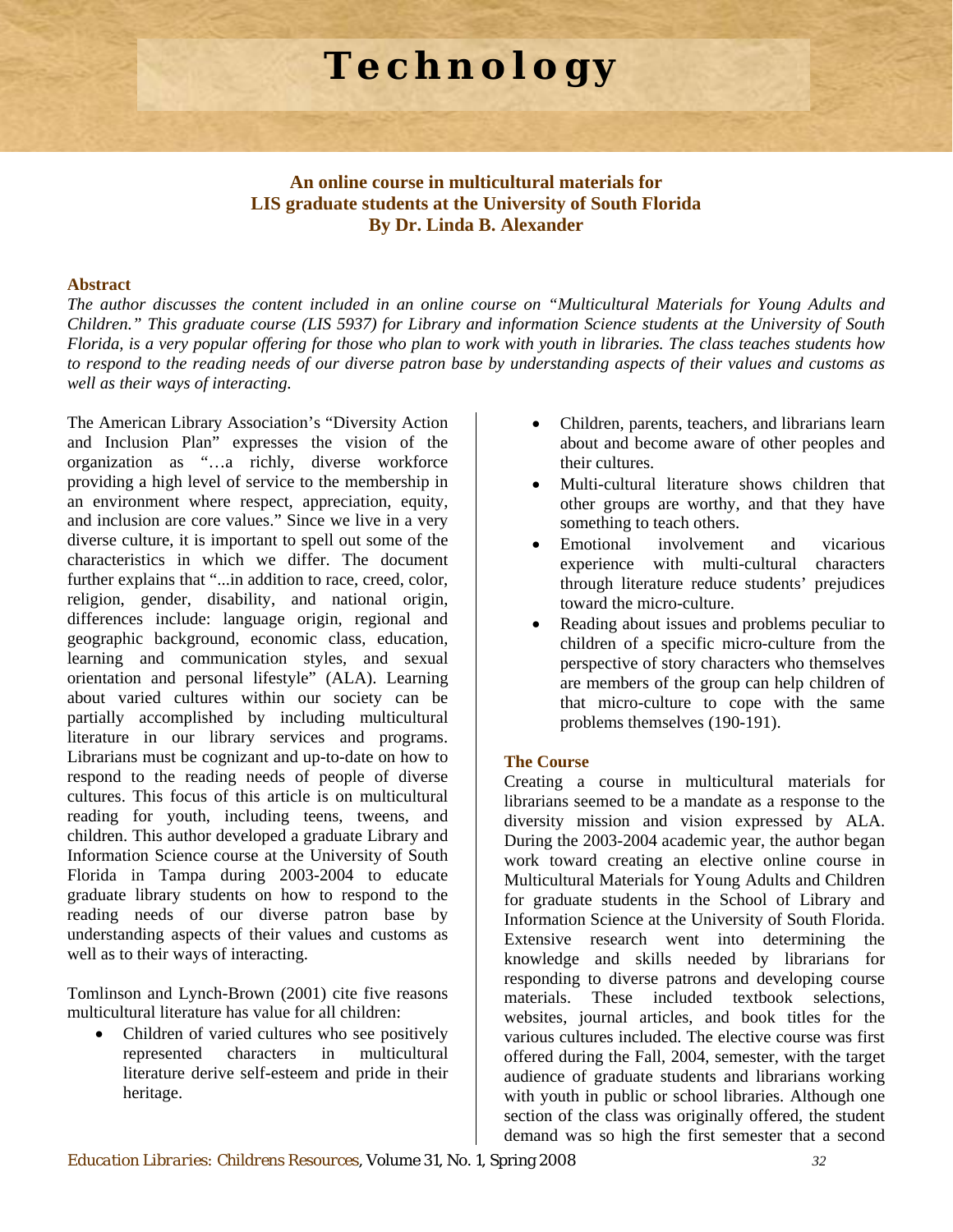# Technology

### An online course in multicultural materials for LIS graduate students at the University of South Florida
### By Dr. Linda B. Alexander

**Abstract**

*The author discusses the content included in an online course on "Multicultural Materials for Young Adults and Children." This graduate course (LIS 5937) for Library and information Science students at the University of South Florida, is a very popular offering for those who plan to work with youth in libraries. The class teaches students how to respond to the reading needs of our diverse patron base by understanding aspects of their values and customs as well as their ways of interacting.*

The American Library Association's "Diversity Action and Inclusion Plan" expresses the vision of the organization as "…a richly, diverse workforce providing a high level of service to the membership in an environment where respect, appreciation, equity, and inclusion are core values." Since we live in a very diverse culture, it is important to spell out some of the characteristics in which we differ. The document further explains that "...in addition to race, creed, color, religion, gender, disability, and national origin, differences include: language origin, regional and geographic background, economic class, education, learning and communication styles, and sexual orientation and personal lifestyle" (ALA). Learning about varied cultures within our society can be partially accomplished by including multicultural literature in our library services and programs. Librarians must be cognizant and up-to-date on how to respond to the reading needs of people of diverse cultures. This focus of this article is on multicultural reading for youth, including teens, tweens, and children. This author developed a graduate Library and Information Science course at the University of South Florida in Tampa during 2003-2004 to educate graduate library students on how to respond to the reading needs of our diverse patron base by understanding aspects of their values and customs as well as to their ways of interacting.

Tomlinson and Lynch-Brown (2001) cite five reasons multicultural literature has value for all children:

- Children of varied cultures who see positively represented characters in multicultural literature derive self-esteem and pride in their heritage.
- Children, parents, teachers, and librarians learn about and become aware of other peoples and their cultures.
- Multi-cultural literature shows children that other groups are worthy, and that they have something to teach others.
- Emotional involvement and vicarious experience with multi-cultural characters through literature reduce students' prejudices toward the micro-culture.
- Reading about issues and problems peculiar to children of a specific micro-culture from the perspective of story characters who themselves are members of the group can help children of that micro-culture to cope with the same problems themselves (190-191).

**The Course**

Creating a course in multicultural materials for librarians seemed to be a mandate as a response to the diversity mission and vision expressed by ALA. During the 2003-2004 academic year, the author began work toward creating an elective online course in Multicultural Materials for Young Adults and Children for graduate students in the School of Library and Information Science at the University of South Florida. Extensive research went into determining the knowledge and skills needed by librarians for responding to diverse patrons and developing course materials. These included textbook selections, websites, journal articles, and book titles for the various cultures included. The elective course was first offered during the Fall, 2004, semester, with the target audience of graduate students and librarians working with youth in public or school libraries. Although one section of the class was originally offered, the student demand was so high the first semester that a second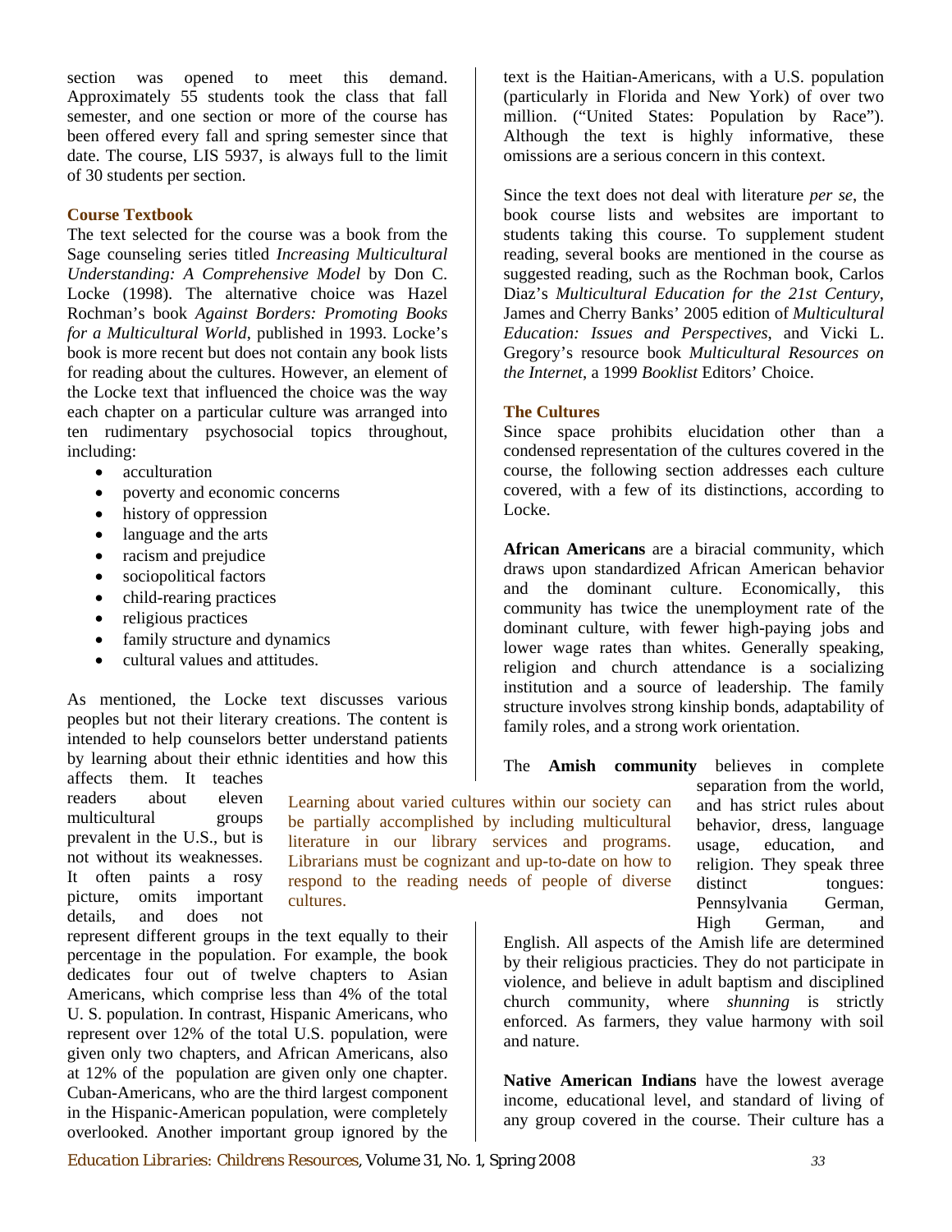section was opened to meet this demand. Approximately 55 students took the class that fall semester, and one section or more of the course has been offered every fall and spring semester since that date. The course, LIS 5937, is always full to the limit of 30 students per section.

### Course Textbook

The text selected for the course was a book from the Sage counseling series titled *Increasing Multicultural Understanding: A Comprehensive Model* by Don C. Locke (1998). The alternative choice was Hazel Rochman's book *Against Borders: Promoting Books for a Multicultural World*, published in 1993. Locke's book is more recent but does not contain any book lists for reading about the cultures. However, an element of the Locke text that influenced the choice was the way each chapter on a particular culture was arranged into ten rudimentary psychosocial topics throughout, including:

- acculturation
- poverty and economic concerns
- history of oppression
- language and the arts
- racism and prejudice
- sociopolitical factors
- child-rearing practices
- religious practices
- family structure and dynamics
- cultural values and attitudes.

As mentioned, the Locke text discusses various peoples but not their literary creations. The content is intended to help counselors better understand patients by learning about their ethnic identities and how this affects them. It teaches readers about eleven multicultural groups prevalent in the U.S., but is not without its weaknesses. It often paints a rosy picture, omits important details, and does not represent different groups in the text equally to their percentage in the population. For example, the book dedicates four out of twelve chapters to Asian Americans, which comprise less than 4% of the total U. S. population. In contrast, Hispanic Americans, who represent over 12% of the total U.S. population, were given only two chapters, and African Americans, also at 12% of the population are given only one chapter. Cuban-Americans, who are the third largest component in the Hispanic-American population, were completely overlooked. Another important group ignored by the text is the Haitian-Americans, with a U.S. population (particularly in Florida and New York) of over two million. ("United States: Population by Race"). Although the text is highly informative, these omissions are a serious concern in this context.

Since the text does not deal with literature *per se*, the book course lists and websites are important to students taking this course. To supplement student reading, several books are mentioned in the course as suggested reading, such as the Rochman book, Carlos Diaz's *Multicultural Education for the 21st Century*, James and Cherry Banks' 2005 edition of *Multicultural Education: Issues and Perspectives*, and Vicki L. Gregory's resource book *Multicultural Resources on the Internet*, a 1999 *Booklist* Editors' Choice.

> Learning about varied cultures within our society can be partially accomplished by including multicultural literature in our library services and programs. Librarians must be cognizant and up-to-date on how to respond to the reading needs of people of diverse cultures.

### The Cultures

Since space prohibits elucidation other than a condensed representation of the cultures covered in the course, the following section addresses each culture covered, with a few of its distinctions, according to Locke.

**African Americans** are a biracial community, which draws upon standardized African American behavior and the dominant culture. Economically, this community has twice the unemployment rate of the dominant culture, with fewer high-paying jobs and lower wage rates than whites. Generally speaking, religion and church attendance is a socializing institution and a source of leadership. The family structure involves strong kinship bonds, adaptability of family roles, and a strong work orientation.

The **Amish community** believes in complete separation from the world, and has strict rules about behavior, dress, language usage, education, and religion. They speak three distinct tongues: Pennsylvania German, High German, and English. All aspects of the Amish life are determined by their religious practicies. They do not participate in violence, and believe in adult baptism and disciplined church community, where *shunning* is strictly enforced. As farmers, they value harmony with soil and nature.

**Native American Indians** have the lowest average income, educational level, and standard of living of any group covered in the course. Their culture has a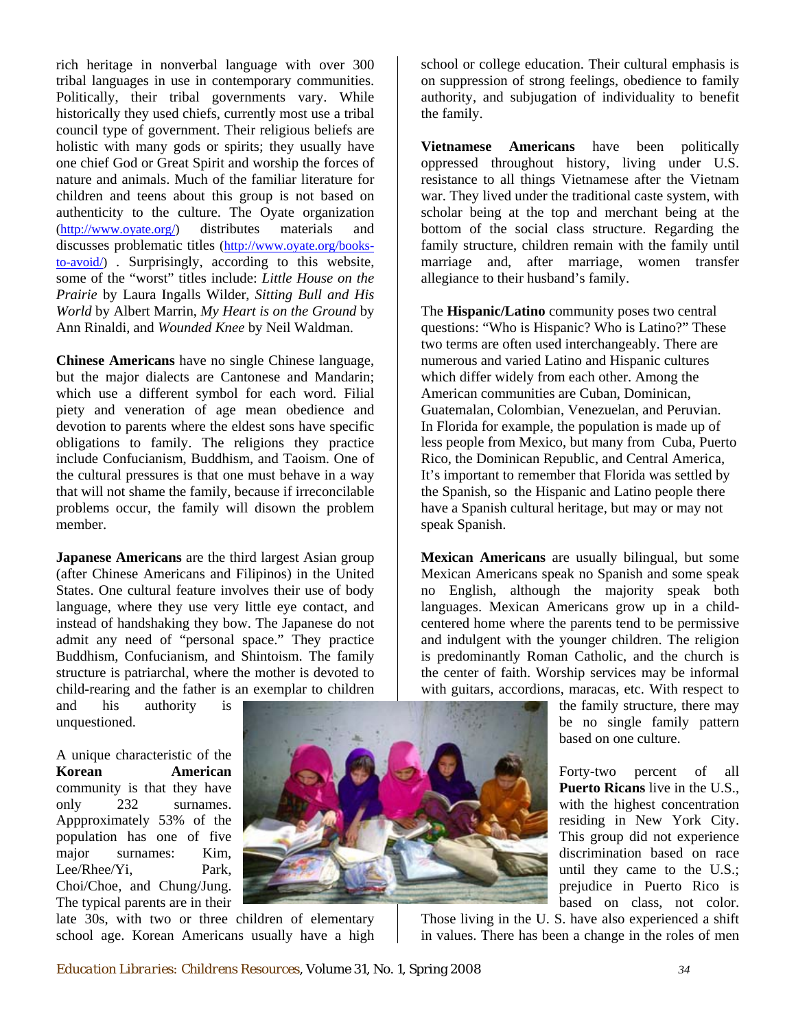rich heritage in nonverbal language with over 300 tribal languages in use in contemporary communities. Politically, their tribal governments vary. While historically they used chiefs, currently most use a tribal council type of government. Their religious beliefs are holistic with many gods or spirits; they usually have one chief God or Great Spirit and worship the forces of nature and animals. Much of the familiar literature for children and teens about this group is not based on authenticity to the culture. The Oyate organization (http://www.oyate.org/) distributes materials and discusses problematic titles (http://www.oyate.org/books-to-avoid/) . Surprisingly, according to this website, some of the "worst" titles include: *Little House on the Prairie* by Laura Ingalls Wilder, *Sitting Bull and His World* by Albert Marrin, *My Heart is on the Ground* by Ann Rinaldi, and *Wounded Knee* by Neil Waldman.

**Chinese Americans** have no single Chinese language, but the major dialects are Cantonese and Mandarin; which use a different symbol for each word. Filial piety and veneration of age mean obedience and devotion to parents where the eldest sons have specific obligations to family. The religions they practice include Confucianism, Buddhism, and Taoism. One of the cultural pressures is that one must behave in a way that will not shame the family, because if irreconcilable problems occur, the family will disown the problem member.

**Japanese Americans** are the third largest Asian group (after Chinese Americans and Filipinos) in the United States. One cultural feature involves their use of body language, where they use very little eye contact, and instead of handshaking they bow. The Japanese do not admit any need of "personal space." They practice Buddhism, Confucianism, and Shintoism. The family structure is patriarchal, where the mother is devoted to child-rearing and the father is an exemplar to children and his authority is unquestioned.

A unique characteristic of the **Korean American** community is that they have only 232 surnames. Appproximately 53% of the population has one of five major surnames: Kim, Lee/Rhee/Yi, Park, Choi/Choe, and Chung/Jung. The typical parents are in their late 30s, with two or three children of elementary school age. Korean Americans usually have a high school or college education. Their cultural emphasis is on suppression of strong feelings, obedience to family authority, and subjugation of individuality to benefit the family.

**Vietnamese Americans** have been politically oppressed throughout history, living under U.S. resistance to all things Vietnamese after the Vietnam war. They lived under the traditional caste system, with scholar being at the top and merchant being at the bottom of the social class structure. Regarding the family structure, children remain with the family until marriage and, after marriage, women transfer allegiance to their husband's family.

The **Hispanic/Latino** community poses two central questions: "Who is Hispanic? Who is Latino?" These two terms are often used interchangeably. There are numerous and varied Latino and Hispanic cultures which differ widely from each other. Among the American communities are Cuban, Dominican, Guatemalan, Colombian, Venezuelan, and Peruvian. In Florida for example, the population is made up of less people from Mexico, but many from Cuba, Puerto Rico, the Dominican Republic, and Central America, It's important to remember that Florida was settled by the Spanish, so the Hispanic and Latino people there have a Spanish cultural heritage, but may or may not speak Spanish.

**Mexican Americans** are usually bilingual, but some Mexican Americans speak no Spanish and some speak no English, although the majority speak both languages. Mexican Americans grow up in a child-centered home where the parents tend to be permissive and indulgent with the younger children. The religion is predominantly Roman Catholic, and the church is the center of faith. Worship services may be informal with guitars, accordions, maracas, etc. With respect to the family structure, there may be no single family pattern based on one culture.

Forty-two percent of all **Puerto Ricans** live in the U.S., with the highest concentration residing in New York City. This group did not experience discrimination based on race until they came to the U.S.; prejudice in Puerto Rico is based on class, not color. Those living in the U. S. have also experienced a shift in values. There has been a change in the roles of men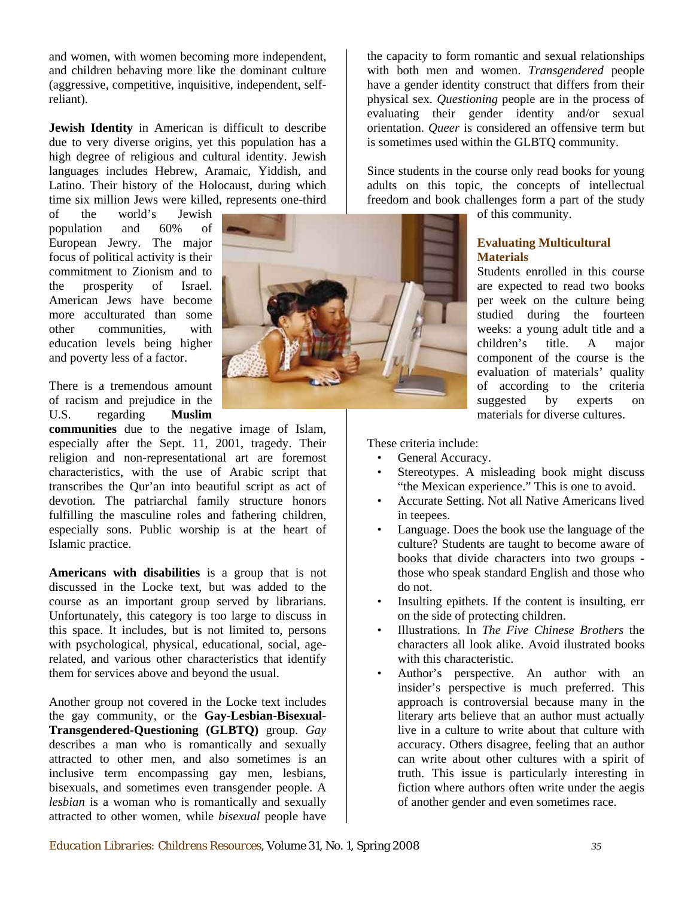and women, with women becoming more independent, and children behaving more like the dominant culture (aggressive, competitive, inquisitive, independent, self-reliant).

**Jewish Identity** in American is difficult to describe due to very diverse origins, yet this population has a high degree of religious and cultural identity. Jewish languages includes Hebrew, Aramaic, Yiddish, and Latino. Their history of the Holocaust, during which time six million Jews were killed, represents one-third of the world's Jewish population and 60% of European Jewry. The major focus of political activity is their commitment to Zionism and to the prosperity of Israel. American Jews have become more acculturated than some other communities, with education levels being higher and poverty less of a factor.

There is a tremendous amount of racism and prejudice in the U.S. regarding **Muslim communities** due to the negative image of Islam, especially after the Sept. 11, 2001, tragedy. Their religion and non-representational art are foremost characteristics, with the use of Arabic script that transcribes the Qur'an into beautiful script as act of devotion. The patriarchal family structure honors fulfilling the masculine roles and fathering children, especially sons. Public worship is at the heart of Islamic practice.

**Americans with disabilities** is a group that is not discussed in the Locke text, but was added to the course as an important group served by librarians. Unfortunately, this category is too large to discuss in this space. It includes, but is not limited to, persons with psychological, physical, educational, social, age-related, and various other characteristics that identify them for services above and beyond the usual.

Another group not covered in the Locke text includes the gay community, or the **Gay-Lesbian-Bisexual-Transgendered-Questioning (GLBTQ)** group. *Gay* describes a man who is romantically and sexually attracted to other men, and also sometimes is an inclusive term encompassing gay men, lesbians, bisexuals, and sometimes even transgender people. A *lesbian* is a woman who is romantically and sexually attracted to other women, while *bisexual* people have the capacity to form romantic and sexual relationships with both men and women. *Transgendered* people have a gender identity construct that differs from their physical sex. *Questioning* people are in the process of evaluating their gender identity and/or sexual orientation. *Queer* is considered an offensive term but is sometimes used within the GLBTQ community.

Since students in the course only read books for young adults on this topic, the concepts of intellectual freedom and book challenges form a part of the study of this community.

## Evaluating Multicultural Materials

Students enrolled in this course are expected to read two books per week on the culture being studied during the fourteen weeks: a young adult title and a children's title. A major component of the course is the evaluation of materials' quality of according to the criteria suggested by experts on materials for diverse cultures.

These criteria include:

- General Accuracy.
- Stereotypes. A misleading book might discuss "the Mexican experience." This is one to avoid.
- Accurate Setting. Not all Native Americans lived in teepees.
- Language. Does the book use the language of the culture? Students are taught to become aware of books that divide characters into two groups - those who speak standard English and those who do not.
- Insulting epithets. If the content is insulting, err on the side of protecting children.
- Illustrations. In *The Five Chinese Brothers* the characters all look alike. Avoid ilustrated books with this characteristic.
- Author's perspective. An author with an insider's perspective is much preferred. This approach is controversial because many in the literary arts believe that an author must actually live in a culture to write about that culture with accuracy. Others disagree, feeling that an author can write about other cultures with a spirit of truth. This issue is particularly interesting in fiction where authors often write under the aegis of another gender and even sometimes race.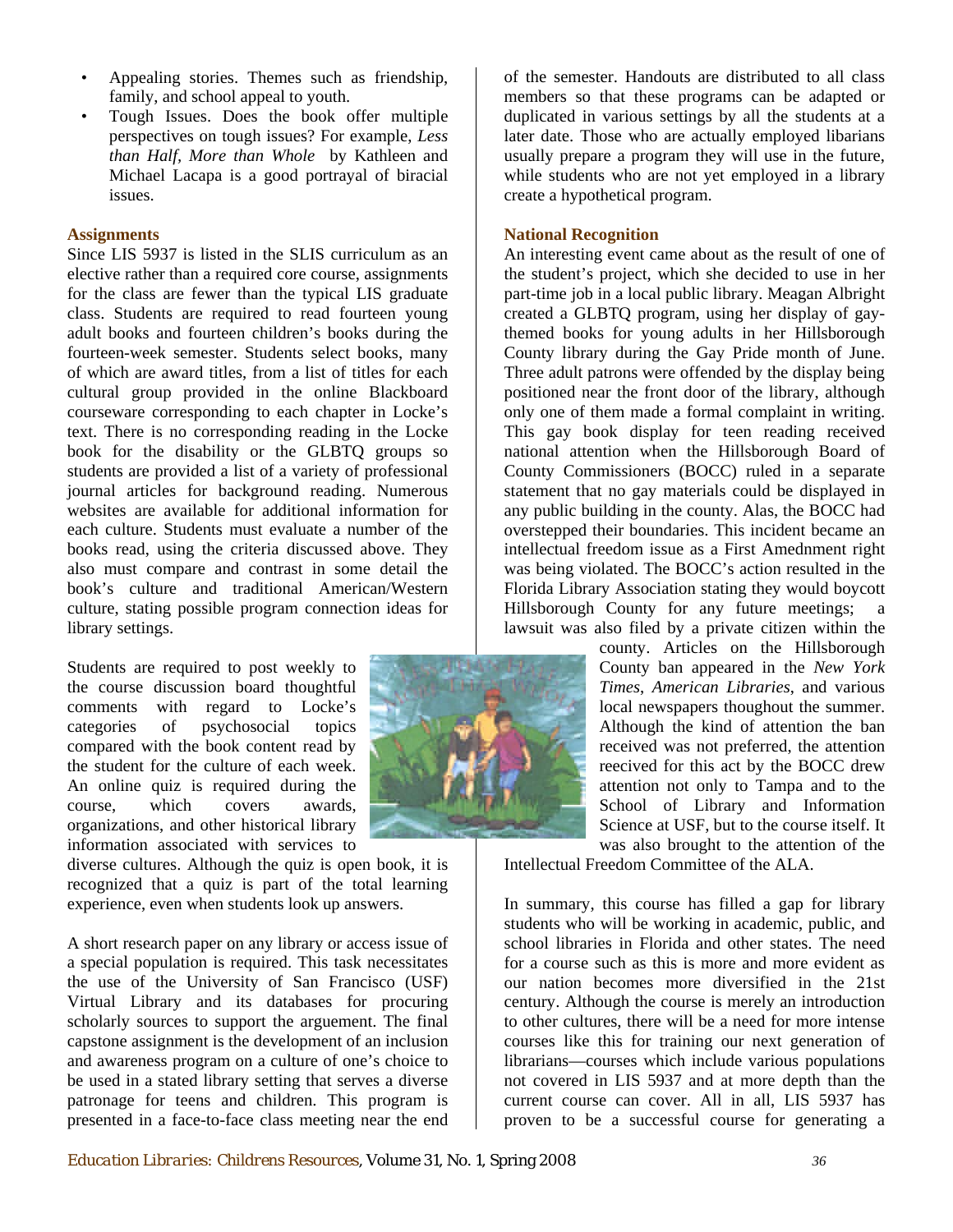- Appealing stories. Themes such as friendship, family, and school appeal to youth.
- Tough Issues. Does the book offer multiple perspectives on tough issues? For example, *Less than Half, More than Whole* by Kathleen and Michael Lacapa is a good portrayal of biracial issues.

### Assignments

Since LIS 5937 is listed in the SLIS curriculum as an elective rather than a required core course, assignments for the class are fewer than the typical LIS graduate class. Students are required to read fourteen young adult books and fourteen children's books during the fourteen-week semester. Students select books, many of which are award titles, from a list of titles for each cultural group provided in the online Blackboard courseware corresponding to each chapter in Locke's text. There is no corresponding reading in the Locke book for the disability or the GLBTQ groups so students are provided a list of a variety of professional journal articles for background reading. Numerous websites are available for additional information for each culture. Students must evaluate a number of the books read, using the criteria discussed above. They also must compare and contrast in some detail the book's culture and traditional American/Western culture, stating possible program connection ideas for library settings.

Students are required to post weekly to the course discussion board thoughtful comments with regard to Locke's categories of psychosocial topics compared with the book content read by the student for the culture of each week. An online quiz is required during the course, which covers awards, organizations, and other historical library information associated with services to diverse cultures. Although the quiz is open book, it is recognized that a quiz is part of the total learning experience, even when students look up answers.

A short research paper on any library or access issue of a special population is required. This task necessitates the use of the University of San Francisco (USF) Virtual Library and its databases for procuring scholarly sources to support the arguement. The final capstone assignment is the development of an inclusion and awareness program on a culture of one's choice to be used in a stated library setting that serves a diverse patronage for teens and children. This program is presented in a face-to-face class meeting near the end of the semester. Handouts are distributed to all class members so that these programs can be adapted or duplicated in various settings by all the students at a later date. Those who are actually employed libarians usually prepare a program they will use in the future, while students who are not yet employed in a library create a hypothetical program.

### National Recognition

An interesting event came about as the result of one of the student's project, which she decided to use in her part-time job in a local public library. Meagan Albright created a GLBTQ program, using her display of gay-themed books for young adults in her Hillsborough County library during the Gay Pride month of June. Three adult patrons were offended by the display being positioned near the front door of the library, although only one of them made a formal complaint in writing. This gay book display for teen reading received national attention when the Hillsborough Board of County Commissioners (BOCC) ruled in a separate statement that no gay materials could be displayed in any public building in the county. Alas, the BOCC had overstepped their boundaries. This incident became an intellectual freedom issue as a First Amednment right was being violated. The BOCC's action resulted in the Florida Library Association stating they would boycott Hillsborough County for any future meetings; a lawsuit was also filed by a private citizen within the county. Articles on the Hillsborough County ban appeared in the *New York Times*, *American Libraries*, and various local newspapers thoughout the summer. Although the kind of attention the ban received was not preferred, the attention reecived for this act by the BOCC drew attention not only to Tampa and to the School of Library and Information Science at USF, but to the course itself. It was also brought to the attention of the Intellectual Freedom Committee of the ALA.

In summary, this course has filled a gap for library students who will be working in academic, public, and school libraries in Florida and other states. The need for a course such as this is more and more evident as our nation becomes more diversified in the 21st century. Although the course is merely an introduction to other cultures, there will be a need for more intense courses like this for training our next generation of librarians—courses which include various populations not covered in LIS 5937 and at more depth than the current course can cover. All in all, LIS 5937 has proven to be a successful course for generating a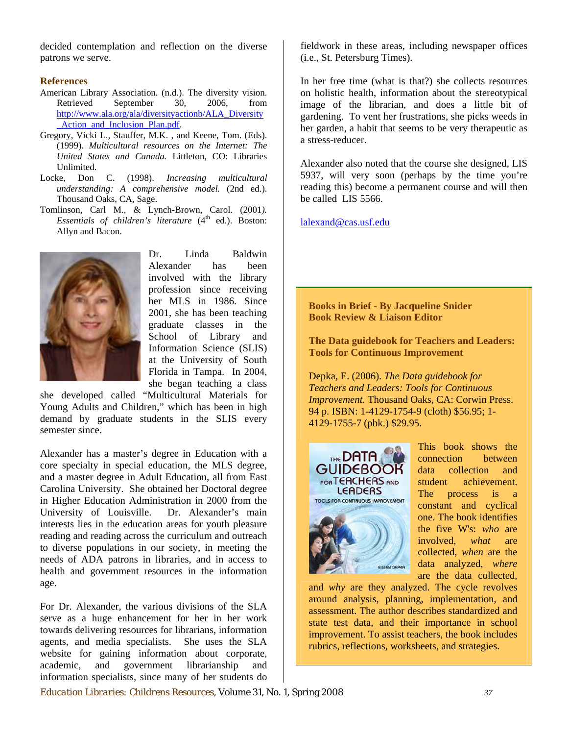decided contemplation and reflection on the diverse patrons we serve.

### References

American Library Association. (n.d.). The diversity vision. Retrieved September 30, 2006, from http://www.ala.org/ala/diversityactionb/ALA_Diversity_Action_and_Inclusion_Plan.pdf.

Gregory, Vicki L., Stauffer, M.K. , and Keene, Tom. (Eds). (1999). *Multicultural resources on the Internet: The United States and Canada.* Littleton, CO: Libraries Unlimited.

Locke, Don C. (1998). *Increasing multicultural understanding: A comprehensive model.* (2nd ed.). Thousand Oaks, CA, Sage.

Tomlinson, Carl M., & Lynch-Brown, Carol. (2001*). Essentials of children's literature* (4th ed.). Boston: Allyn and Bacon.

Dr. Linda Baldwin Alexander has been involved with the library profession since receiving her MLS in 1986. Since 2001, she has been teaching graduate classes in the School of Library and Information Science (SLIS) at the University of South Florida in Tampa. In 2004, she began teaching a class she developed called "Multicultural Materials for Young Adults and Children," which has been in high demand by graduate students in the SLIS every semester since.

Alexander has a master's degree in Education with a core specialty in special education, the MLS degree, and a master degree in Adult Education, all from East Carolina University. She obtained her Doctoral degree in Higher Education Administration in 2000 from the University of Louisville. Dr. Alexander's main interests lies in the education areas for youth pleasure reading and reading across the curriculum and outreach to diverse populations in our society, in meeting the needs of ADA patrons in libraries, and in access to health and government resources in the information age.

For Dr. Alexander, the various divisions of the SLA serve as a huge enhancement for her in her work towards delivering resources for librarians, information agents, and media specialists. She uses the SLA website for gaining information about corporate, academic, and government librarianship and information specialists, since many of her students do fieldwork in these areas, including newspaper offices (i.e., St. Petersburg Times).

In her free time (what is that?) she collects resources on holistic health, information about the stereotypical image of the librarian, and does a little bit of gardening. To vent her frustrations, she picks weeds in her garden, a habit that seems to be very therapeutic as a stress-reducer.

Alexander also noted that the course she designed, LIS 5937, will very soon (perhaps by the time you're reading this) become a permanent course and will then be called LIS 5566.

lalexand@cas.usf.edu

**Books in Brief - By Jacqueline Snider**
**Book Review & Liaison Editor**

**The Data guidebook for Teachers and Leaders: Tools for Continuous Improvement**

Depka, E. (2006). *The Data guidebook for Teachers and Leaders: Tools for Continuous Improvement.* Thousand Oaks, CA: Corwin Press. 94 p. ISBN: 1-4129-1754-9 (cloth) $56.95; 1-4129-1755-7 (pbk.) $29.95.

This book shows the connection between data collection and student achievement. The process is a constant and cyclical one. The book identifies the five W's: *who* are involved, *what* are collected, *when* are the data analyzed, *where* are the data collected, and *why* are they analyzed. The cycle revolves around analysis, planning, implementation, and assessment. The author describes standardized and state test data, and their importance in school improvement. To assist teachers, the book includes rubrics, reflections, worksheets, and strategies.